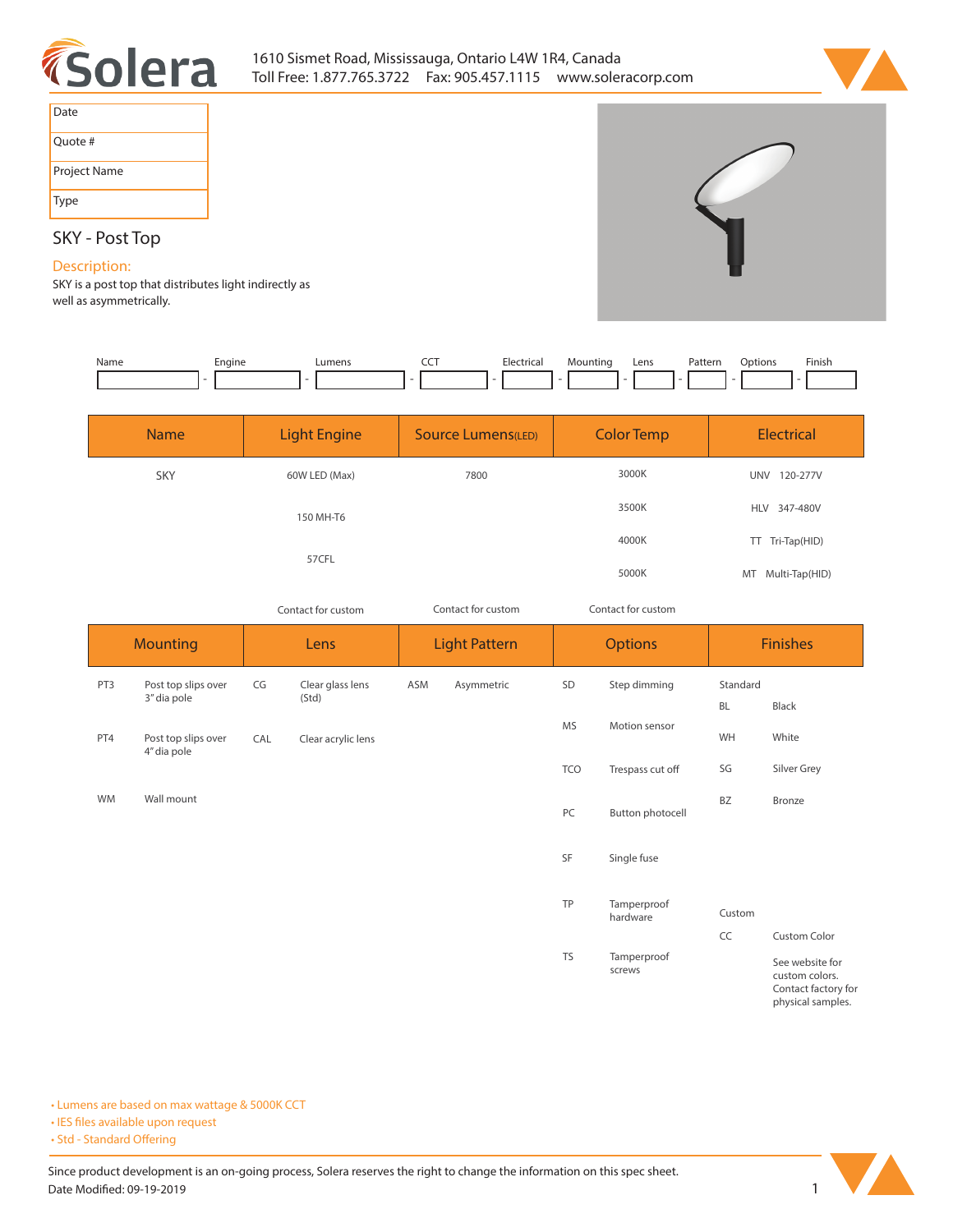# Solera

1610 Sismet Road, Mississauga, Ontario L4W 1R4, Canada
Toll Free: 1.877.765.3722 Fax: 905.457.1115 www.soleracorp.com

| Date |
|---|
| Quote # |
| Project Name |
| Type |

## SKY - Post Top

### Description:

SKY is a post top that distributes light indirectly as well as asymmetrically.

| Name | Engine | Lumens | CCT | Electrical | Mounting | Lens | Pattern | Options | Finish |
|---|---|---|---|---|---|---|---|---|---|
| | - | - | - | - | - | - | - | - | - |

| Name | Light Engine | Source Lumens(LED) | Color Temp | Electrical |
|---|---|---|---|---|
| SKY | 60W LED (Max) | 7800 | 3000K | UNV 120-277V |
| | 150 MH-T6 | | 3500K | HLV 347-480V |
| | | | 4000K | TT Tri-Tap(HID) |
| | 57CFL | | 5000K | MT Multi-Tap(HID) |
| | Contact for custom | Contact for custom | Contact for custom | |

| Mounting | | Lens | | Light Pattern | | Options | | Finishes | |
|---|---|---|---|---|---|---|---|---|---|
| PT3 | Post top slips over 3" dia pole | CG | Clear glass lens (Std) | ASM | Asymmetric | SD | Step dimming | Standard | |
| | | | | | | | | BL | Black |
| PT4 | Post top slips over 4" dia pole | CAL | Clear acrylic lens | | | MS | Motion sensor | WH | White |
| | | | | | | TCO | Trespass cut off | SG | Silver Grey |
| WM | Wall mount | | | | | | | BZ | Bronze |
| | | | | | | PC | Button photocell | | |
| | | | | | | SF | Single fuse | | |
| | | | | | | TP | Tamperproof hardware | Custom | |
| | | | | | | | | CC | Custom Color |
| | | | | | | TS | Tamperproof screws | | See website for custom colors. Contact factory for physical samples. |

- Lumens are based on max wattage & 5000K CCT
- IES files available upon request
- Std - Standard Offering

Since product development is an on-going process, Solera reserves the right to change the information on this spec sheet.
Date Modified: 09-19-2019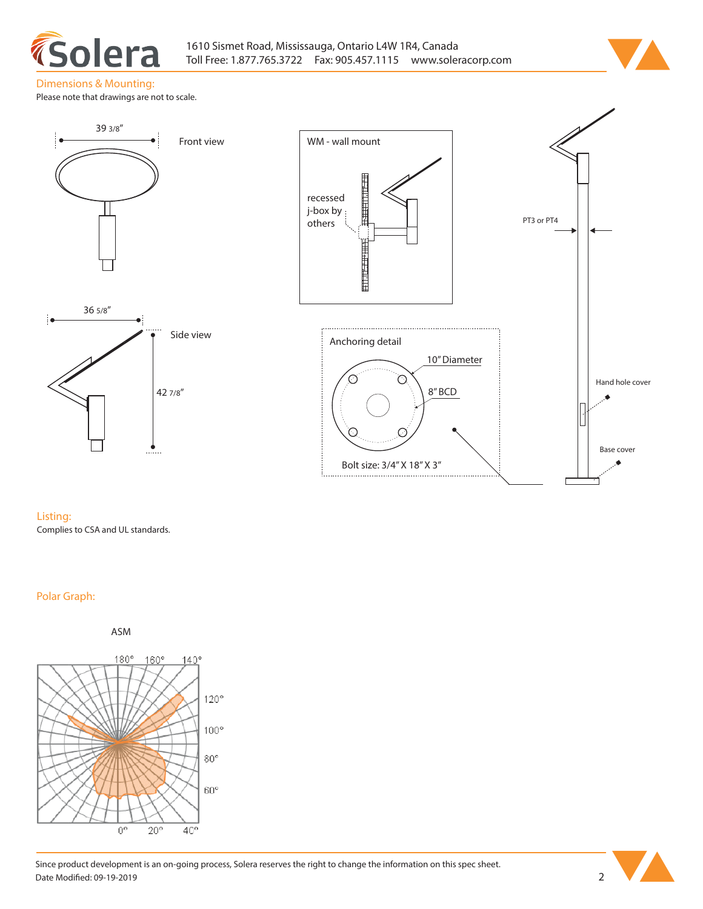1610 Sismet Road, Mississauga, Ontario L4W 1R4, Canada
Toll Free: 1.877.765.3722   Fax: 905.457.1115   www.soleracorp.com

## Dimensions & Mounting:

Please note that drawings are not to scale.

39 3/8″

Front view

36 5/8″

Side view

42 7/8″

WM - wall mount

recessed j-box by others

PT3 or PT4

Anchoring detail

10″ Diameter

8″ BCD

Bolt size: 3/4″ X 18″ X 3″

Hand hole cover

Base cover

## Listing:

Complies to CSA and UL standards.

## Polar Graph:

ASM

180° 160° 140°

120°

100°

80°

60°

0° 20° 40°

Since product development is an on-going process, Solera reserves the right to change the information on this spec sheet.
Date Modified: 09-19-2019